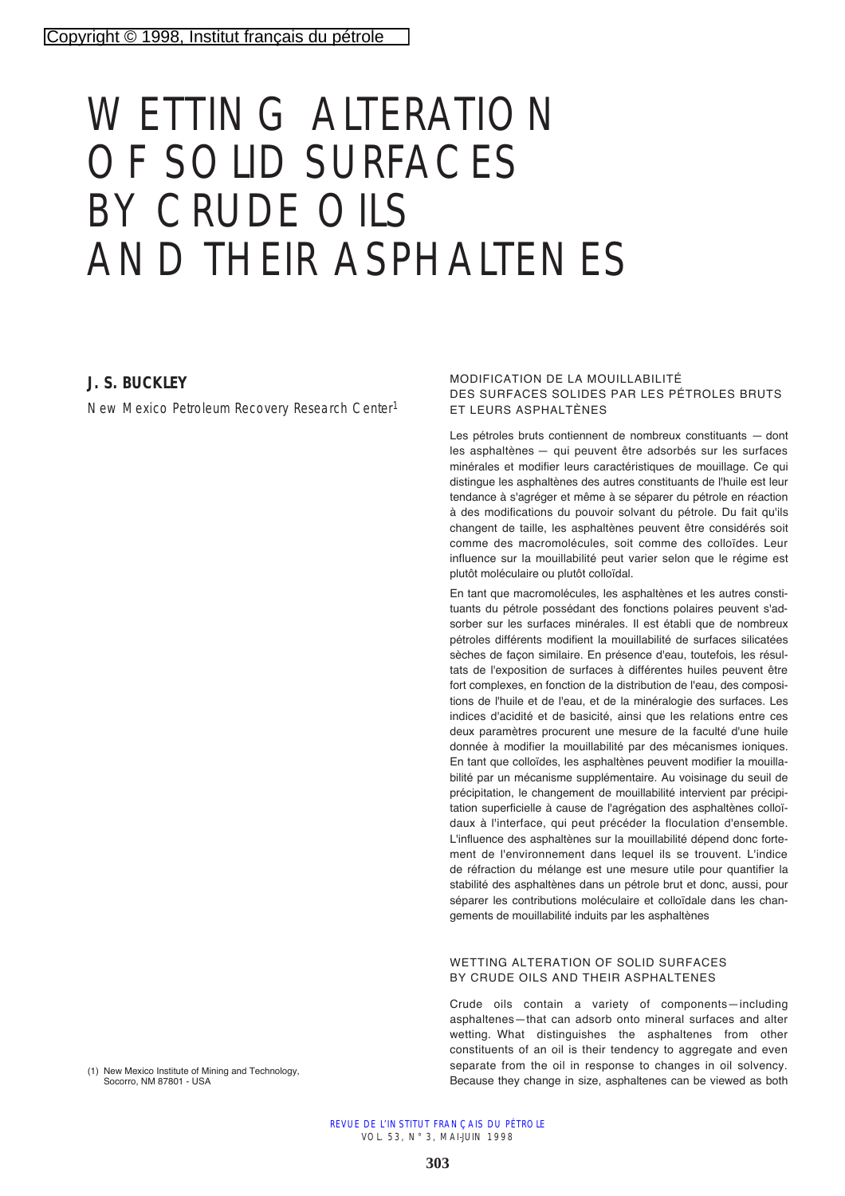Copyright © 1998, Institut français du pétrole

# WETTING ALTERATION OF SOLID SURFACES BY CRUDE OILS AND THEIR ASPHALTENES

**J. S. BUCKLEY**

New Mexico Petroleum Recovery Research Center[1]

(1) New Mexico Institute of Mining and Technology, Socorro, NM 87801 - USA

## MODIFICATION DE LA MOUILLABILITÉ DES SURFACES SOLIDES PAR LES PÉTROLES BRUTS ET LEURS ASPHALTÈNES

Les pétroles bruts contiennent de nombreux constituants — dont les asphaltènes — qui peuvent être adsorbés sur les surfaces minérales et modifier leurs caractéristiques de mouillage. Ce qui distingue les asphaltènes des autres constituants de l'huile est leur tendance à s'agréger et même à se séparer du pétrole en réaction à des modifications du pouvoir solvant du pétrole. Du fait qu'ils changent de taille, les asphaltènes peuvent être considérés soit comme des macromolécules, soit comme des colloïdes. Leur influence sur la mouillabilité peut varier selon que le régime est plutôt moléculaire ou plutôt colloïdal.

En tant que macromolécules, les asphaltènes et les autres constituants du pétrole possédant des fonctions polaires peuvent s'adsorber sur les surfaces minérales. Il est établi que de nombreux pétroles différents modifient la mouillabilité de surfaces silicatées sèches de façon similaire. En présence d'eau, toutefois, les résultats de l'exposition de surfaces à différentes huiles peuvent être fort complexes, en fonction de la distribution de l'eau, des compositions de l'huile et de l'eau, et de la minéralogie des surfaces. Les indices d'acidité et de basicité, ainsi que les relations entre ces deux paramètres procurent une mesure de la faculté d'une huile donnée à modifier la mouillabilité par des mécanismes ioniques. En tant que colloïdes, les asphaltènes peuvent modifier la mouillabilité par un mécanisme supplémentaire. Au voisinage du seuil de précipitation, le changement de mouillabilité intervient par précipitation superficielle à cause de l'agrégation des asphaltènes colloïdaux à l'interface, qui peut précéder la floculation d'ensemble. L'influence des asphaltènes sur la mouillabilité dépend donc fortement de l'environnement dans lequel ils se trouvent. L'indice de réfraction du mélange est une mesure utile pour quantifier la stabilité des asphaltènes dans un pétrole brut et donc, aussi, pour séparer les contributions moléculaire et colloïdale dans les changements de mouillabilité induits par les asphaltènes

## WETTING ALTERATION OF SOLID SURFACES BY CRUDE OILS AND THEIR ASPHALTENES

Crude oils contain a variety of components—including asphaltenes—that can adsorb onto mineral surfaces and alter wetting. What distinguishes the asphaltenes from other constituents of an oil is their tendency to aggregate and even separate from the oil in response to changes in oil solvency. Because they change in size, asphaltenes can be viewed as both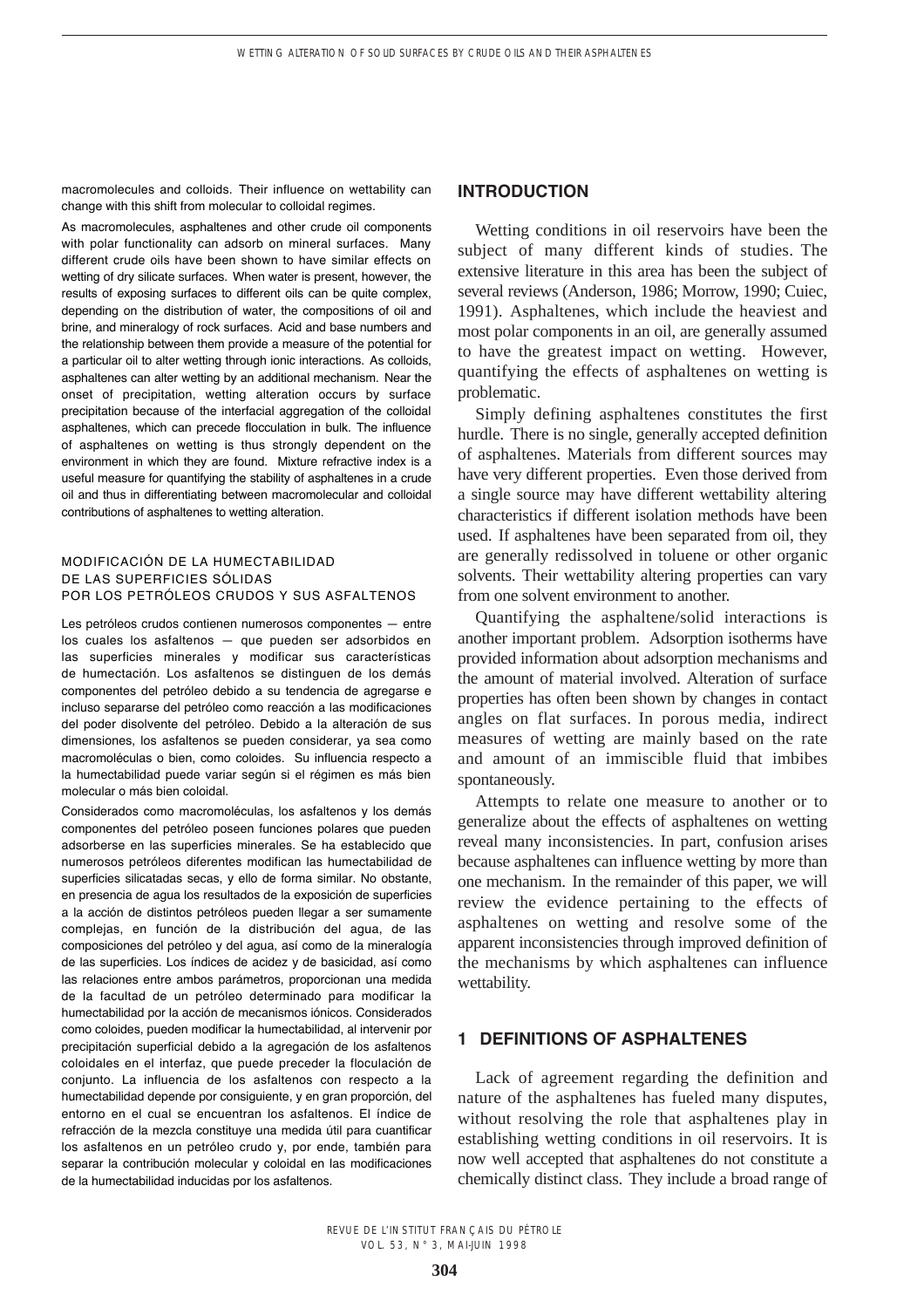macromolecules and colloids. Their influence on wettability can change with this shift from molecular to colloidal regimes.

As macromolecules, asphaltenes and other crude oil components with polar functionality can adsorb on mineral surfaces. Many different crude oils have been shown to have similar effects on wetting of dry silicate surfaces. When water is present, however, the results of exposing surfaces to different oils can be quite complex, depending on the distribution of water, the compositions of oil and brine, and mineralogy of rock surfaces. Acid and base numbers and the relationship between them provide a measure of the potential for a particular oil to alter wetting through ionic interactions. As colloids, asphaltenes can alter wetting by an additional mechanism. Near the onset of precipitation, wetting alteration occurs by surface precipitation because of the interfacial aggregation of the colloidal asphaltenes, which can precede flocculation in bulk. The influence of asphaltenes on wetting is thus strongly dependent on the environment in which they are found. Mixture refractive index is a useful measure for quantifying the stability of asphaltenes in a crude oil and thus in differentiating between macromolecular and colloidal contributions of asphaltenes to wetting alteration.

MODIFICACIÓN DE LA HUMECTABILIDAD DE LAS SUPERFICIES SÓLIDAS POR LOS PETRÓLEOS CRUDOS Y SUS ASFALTENOS

Les petróleos crudos contienen numerosos componentes — entre los cuales los asfaltenos — que pueden ser adsorbidos en las superficies minerales y modificar sus características de humectación. Los asfaltenos se distinguen de los demás componentes del petróleo debido a su tendencia de agregarse e incluso separarse del petróleo como reacción a las modificaciones del poder disolvente del petróleo. Debido a la alteración de sus dimensiones, los asfaltenos se pueden considerar, ya sea como macromoléculas o bien, como coloides. Su influencia respecto a la humectabilidad puede variar según si el régimen es más bien molecular o más bien coloidal.

Considerados como macromoléculas, los asfaltenos y los demás componentes del petróleo poseen funciones polares que pueden adsorberse en las superficies minerales. Se ha establecido que numerosos petróleos diferentes modifican las humectabilidad de superficies silicatadas secas, y ello de forma similar. No obstante, en presencia de agua los resultados de la exposición de superficies a la acción de distintos petróleos pueden llegar a ser sumamente complejas, en función de la distribución del agua, de las composiciones del petróleo y del agua, así como de la mineralogía de las superficies. Los índices de acidez y de basicidad, así como las relaciones entre ambos parámetros, proporcionan una medida de la facultad de un petróleo determinado para modificar la humectabilidad por la acción de mecanismos iónicos. Considerados como coloides, pueden modificar la humectabilidad, al intervenir por precipitación superficial debido a la agregación de los asfaltenos coloidales en el interfaz, que puede preceder la floculación de conjunto. La influencia de los asfaltenos con respecto a la humectabilidad depende por consiguiente, y en gran proporción, del entorno en el cual se encuentran los asfaltenos. El índice de refracción de la mezcla constituye una medida útil para cuantificar los asfaltenos en un petróleo crudo y, por ende, también para separar la contribución molecular y coloidal en las modificaciones de la humectabilidad inducidas por los asfaltenos.

## INTRODUCTION

Wetting conditions in oil reservoirs have been the subject of many different kinds of studies. The extensive literature in this area has been the subject of several reviews (Anderson, 1986; Morrow, 1990; Cuiec, 1991). Asphaltenes, which include the heaviest and most polar components in an oil, are generally assumed to have the greatest impact on wetting. However, quantifying the effects of asphaltenes on wetting is problematic.

Simply defining asphaltenes constitutes the first hurdle. There is no single, generally accepted definition of asphaltenes. Materials from different sources may have very different properties. Even those derived from a single source may have different wettability altering characteristics if different isolation methods have been used. If asphaltenes have been separated from oil, they are generally redissolved in toluene or other organic solvents. Their wettability altering properties can vary from one solvent environment to another.

Quantifying the asphaltene/solid interactions is another important problem. Adsorption isotherms have provided information about adsorption mechanisms and the amount of material involved. Alteration of surface properties has often been shown by changes in contact angles on flat surfaces. In porous media, indirect measures of wetting are mainly based on the rate and amount of an immiscible fluid that imbibes spontaneously.

Attempts to relate one measure to another or to generalize about the effects of asphaltenes on wetting reveal many inconsistencies. In part, confusion arises because asphaltenes can influence wetting by more than one mechanism. In the remainder of this paper, we will review the evidence pertaining to the effects of asphaltenes on wetting and resolve some of the apparent inconsistencies through improved definition of the mechanisms by which asphaltenes can influence wettability.

## 1 DEFINITIONS OF ASPHALTENES

Lack of agreement regarding the definition and nature of the asphaltenes has fueled many disputes, without resolving the role that asphaltenes play in establishing wetting conditions in oil reservoirs. It is now well accepted that asphaltenes do not constitute a chemically distinct class. They include a broad range of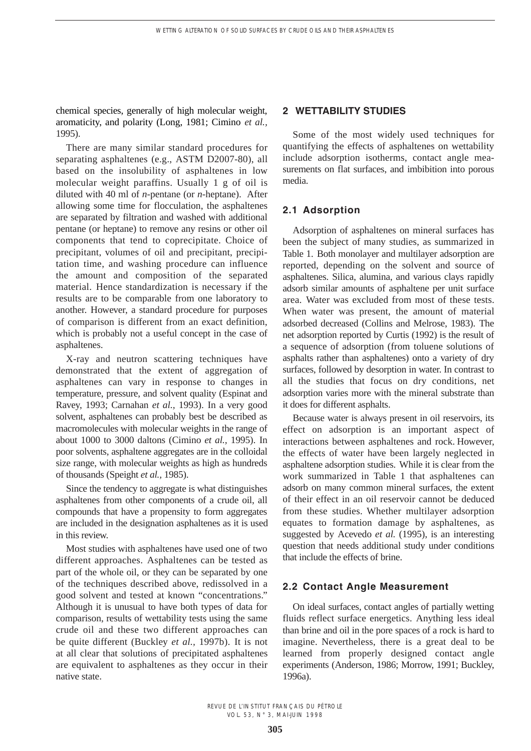chemical species, generally of high molecular weight, aromaticity, and polarity (Long, 1981; Cimino *et al.*, 1995).

There are many similar standard procedures for separating asphaltenes (e.g., ASTM D2007-80), all based on the insolubility of asphaltenes in low molecular weight paraffins. Usually 1 g of oil is diluted with 40 ml of *n*-pentane (or *n*-heptane). After allowing some time for flocculation, the asphaltenes are separated by filtration and washed with additional pentane (or heptane) to remove any resins or other oil components that tend to coprecipitate. Choice of precipitant, volumes of oil and precipitant, precipitation time, and washing procedure can influence the amount and composition of the separated material. Hence standardization is necessary if the results are to be comparable from one laboratory to another. However, a standard procedure for purposes of comparison is different from an exact definition, which is probably not a useful concept in the case of asphaltenes.

X-ray and neutron scattering techniques have demonstrated that the extent of aggregation of asphaltenes can vary in response to changes in temperature, pressure, and solvent quality (Espinat and Ravey, 1993; Carnahan *et al.*, 1993). In a very good solvent, asphaltenes can probably best be described as macromolecules with molecular weights in the range of about 1000 to 3000 daltons (Cimino *et al.*, 1995). In poor solvents, asphaltene aggregates are in the colloidal size range, with molecular weights as high as hundreds of thousands (Speight *et al.*, 1985).

Since the tendency to aggregate is what distinguishes asphaltenes from other components of a crude oil, all compounds that have a propensity to form aggregates are included in the designation asphaltenes as it is used in this review.

Most studies with asphaltenes have used one of two different approaches. Asphaltenes can be tested as part of the whole oil, or they can be separated by one of the techniques described above, redissolved in a good solvent and tested at known "concentrations." Although it is unusual to have both types of data for comparison, results of wettability tests using the same crude oil and these two different approaches can be quite different (Buckley *et al.*, 1997b). It is not at all clear that solutions of precipitated asphaltenes are equivalent to asphaltenes as they occur in their native state.

## 2 WETTABILITY STUDIES

Some of the most widely used techniques for quantifying the effects of asphaltenes on wettability include adsorption isotherms, contact angle measurements on flat surfaces, and imbibition into porous media.

### 2.1 Adsorption

Adsorption of asphaltenes on mineral surfaces has been the subject of many studies, as summarized in Table 1. Both monolayer and multilayer adsorption are reported, depending on the solvent and source of asphaltenes. Silica, alumina, and various clays rapidly adsorb similar amounts of asphaltene per unit surface area. Water was excluded from most of these tests. When water was present, the amount of material adsorbed decreased (Collins and Melrose, 1983). The net adsorption reported by Curtis (1992) is the result of a sequence of adsorption (from toluene solutions of asphalts rather than asphaltenes) onto a variety of dry surfaces, followed by desorption in water. In contrast to all the studies that focus on dry conditions, net adsorption varies more with the mineral substrate than it does for different asphalts.

Because water is always present in oil reservoirs, its effect on adsorption is an important aspect of interactions between asphaltenes and rock. However, the effects of water have been largely neglected in asphaltene adsorption studies. While it is clear from the work summarized in Table 1 that asphaltenes can adsorb on many common mineral surfaces, the extent of their effect in an oil reservoir cannot be deduced from these studies. Whether multilayer adsorption equates to formation damage by asphaltenes, as suggested by Acevedo *et al.* (1995), is an interesting question that needs additional study under conditions that include the effects of brine.

### 2.2 Contact Angle Measurement

On ideal surfaces, contact angles of partially wetting fluids reflect surface energetics. Anything less ideal than brine and oil in the pore spaces of a rock is hard to imagine. Nevertheless, there is a great deal to be learned from properly designed contact angle experiments (Anderson, 1986; Morrow, 1991; Buckley, 1996a).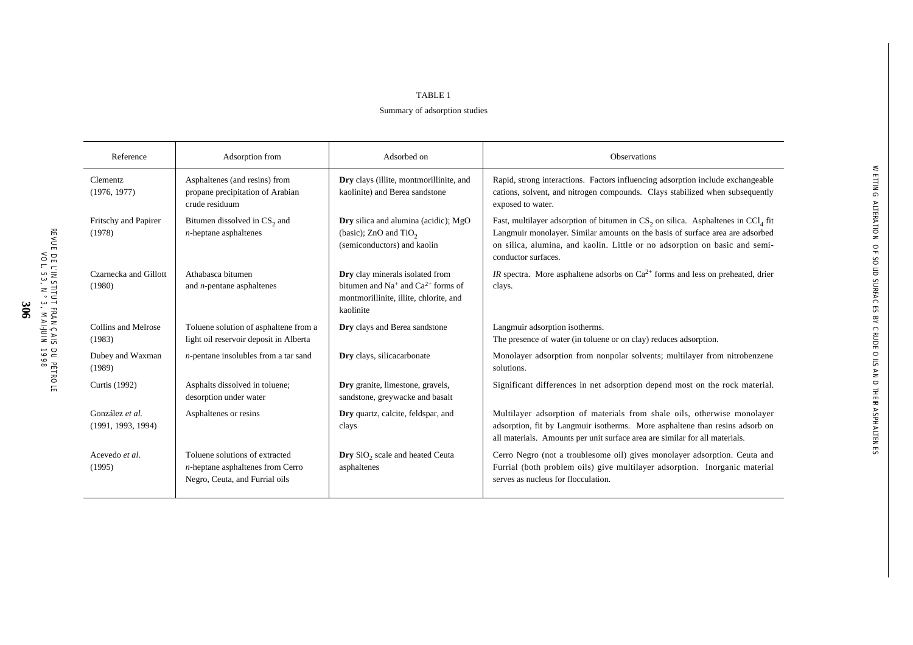TABLE 1

Summary of adsorption studies

| Reference | Adsorption from | Adsorbed on | Observations |
|---|---|---|---|
| Clementz (1976, 1977) | Asphaltenes (and resins) from propane precipitation of Arabian crude residuum | **Dry** clays (illite, montmorillinite, and kaolinite) and Berea sandstone | Rapid, strong interactions. Factors influencing adsorption include exchangeable cations, solvent, and nitrogen compounds. Clays stabilized when subsequently exposed to water. |
| Fritschy and Papirer (1978) | Bitumen dissolved in $CS_2$ and *n*-heptane asphaltenes | **Dry** silica and alumina (acidic); MgO (basic); ZnO and $TiO_2$ (semiconductors) and kaolin | Fast, multilayer adsorption of bitumen in $CS_2$ on silica. Asphaltenes in $CCl_4$ fit Langmuir monolayer. Similar amounts on the basis of surface area are adsorbed on silica, alumina, and kaolin. Little or no adsorption on basic and semi-conductor surfaces. |
| Czarnecka and Gillott (1980) | Athabasca bitumen and *n*-pentane asphaltenes | **Dry** clay minerals isolated from bitumen and $Na^+$ and $Ca^{2+}$ forms of montmorillinite, illite, chlorite, and kaolinite | *IR* spectra. More asphaltene adsorbs on $Ca^{2+}$ forms and less on preheated, drier clays. |
| Collins and Melrose (1983) | Toluene solution of asphaltene from a light oil reservoir deposit in Alberta | **Dry** clays and Berea sandstone | Langmuir adsorption isotherms. The presence of water (in toluene or on clay) reduces adsorption. |
| Dubey and Waxman (1989) | *n*-pentane insolubles from a tar sand | **Dry** clays, silicacarbonate | Monolayer adsorption from nonpolar solvents; multilayer from nitrobenzene solutions. |
| Curtis (1992) | Asphalts dissolved in toluene; desorption under water | **Dry** granite, limestone, gravels, sandstone, greywacke and basalt | Significant differences in net adsorption depend most on the rock material. |
| González *et al.* (1991, 1993, 1994) | Asphaltenes or resins | **Dry** quartz, calcite, feldspar, and clays | Multilayer adsorption of materials from shale oils, otherwise monolayer adsorption, fit by Langmuir isotherms. More asphaltene than resins adsorb on all materials. Amounts per unit surface area are similar for all materials. |
| Acevedo *et al.* (1995) | Toluene solutions of extracted *n*-heptane asphaltenes from Cerro Negro, Ceuta, and Furrial oils | **Dry** $SiO_2$ scale and heated Ceuta asphaltenes | Cerro Negro (not a troublesome oil) gives monolayer adsorption. Ceuta and Furrial (both problem oils) give multilayer adsorption. Inorganic material serves as nucleus for flocculation. |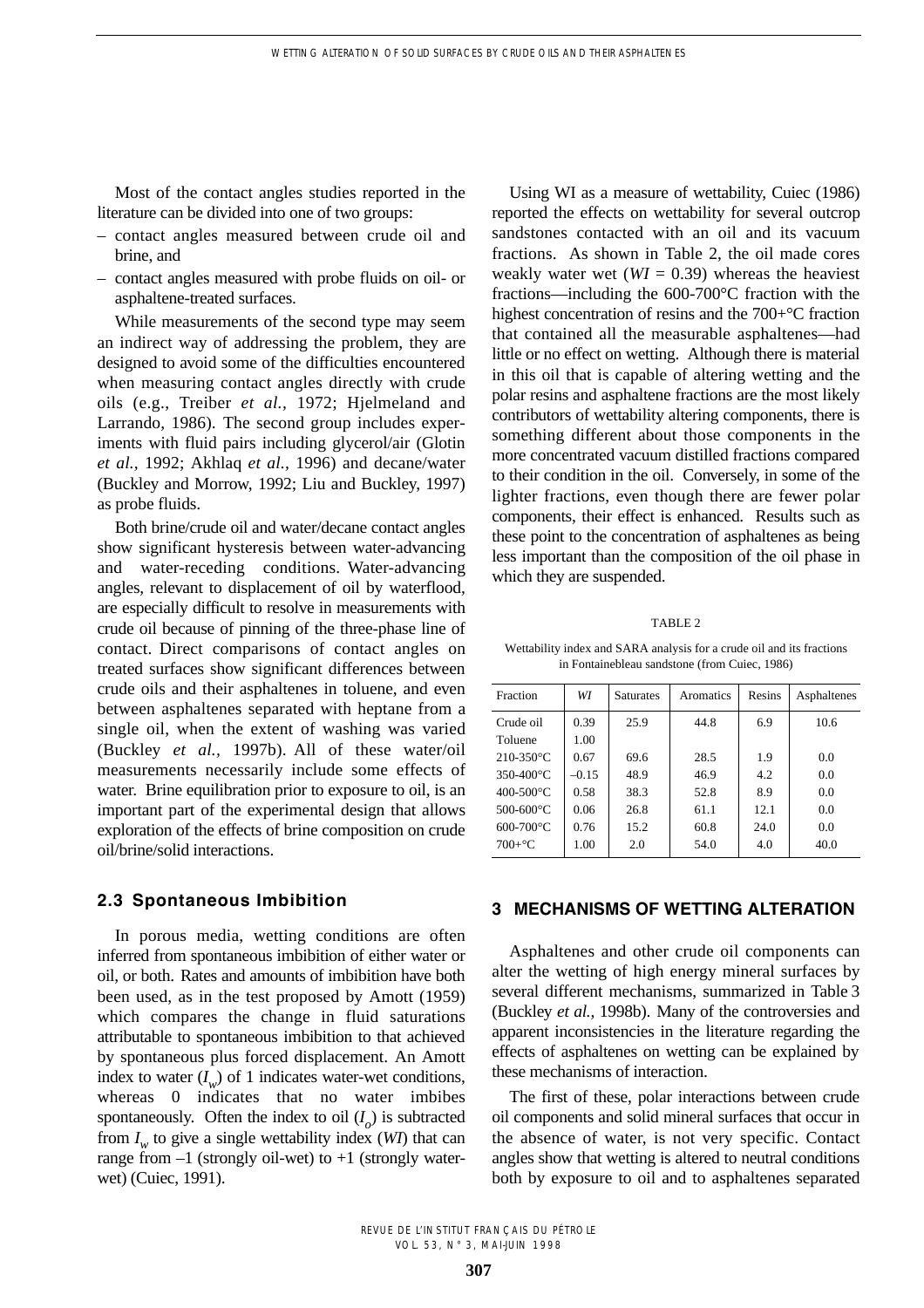Most of the contact angles studies reported in the literature can be divided into one of two groups:

– contact angles measured between crude oil and brine, and
– contact angles measured with probe fluids on oil- or asphaltene-treated surfaces.

While measurements of the second type may seem an indirect way of addressing the problem, they are designed to avoid some of the difficulties encountered when measuring contact angles directly with crude oils (e.g., Treiber *et al.,* 1972; Hjelmeland and Larrando, 1986). The second group includes experiments with fluid pairs including glycerol/air (Glotin *et al.,* 1992; Akhlaq *et al.,* 1996) and decane/water (Buckley and Morrow, 1992; Liu and Buckley, 1997) as probe fluids.

Both brine/crude oil and water/decane contact angles show significant hysteresis between water-advancing and water-receding conditions. Water-advancing angles, relevant to displacement of oil by waterflood, are especially difficult to resolve in measurements with crude oil because of pinning of the three-phase line of contact. Direct comparisons of contact angles on treated surfaces show significant differences between crude oils and their asphaltenes in toluene, and even between asphaltenes separated with heptane from a single oil, when the extent of washing was varied (Buckley *et al.,* 1997b). All of these water/oil measurements necessarily include some effects of water. Brine equilibration prior to exposure to oil, is an important part of the experimental design that allows exploration of the effects of brine composition on crude oil/brine/solid interactions.

### 2.3 Spontaneous Imbibition

In porous media, wetting conditions are often inferred from spontaneous imbibition of either water or oil, or both. Rates and amounts of imbibition have both been used, as in the test proposed by Amott (1959) which compares the change in fluid saturations attributable to spontaneous imbibition to that achieved by spontaneous plus forced displacement. An Amott index to water ($I_w$) of 1 indicates water-wet conditions, whereas 0 indicates that no water imbibes spontaneously. Often the index to oil ($I_o$) is subtracted from $I_w$ to give a single wettability index (*WI*) that can range from –1 (strongly oil-wet) to +1 (strongly water-wet) (Cuiec, 1991).

Using WI as a measure of wettability, Cuiec (1986) reported the effects on wettability for several outcrop sandstones contacted with an oil and its vacuum fractions. As shown in Table 2, the oil made cores weakly water wet (*WI* = 0.39) whereas the heaviest fractions—including the 600-700°C fraction with the highest concentration of resins and the 700+°C fraction that contained all the measurable asphaltenes—had little or no effect on wetting. Although there is material in this oil that is capable of altering wetting and the polar resins and asphaltene fractions are the most likely contributors of wettability altering components, there is something different about those components in the more concentrated vacuum distilled fractions compared to their condition in the oil. Conversely, in some of the lighter fractions, even though there are fewer polar components, their effect is enhanced. Results such as these point to the concentration of asphaltenes as being less important than the composition of the oil phase in which they are suspended.

TABLE 2

Wettability index and SARA analysis for a crude oil and its fractions in Fontainebleau sandstone (from Cuiec, 1986)

| Fraction | *WI* | Saturates | Aromatics | Resins | Asphaltenes |
|---|---|---|---|---|---|
| Crude oil | 0.39 | 25.9 | 44.8 | 6.9 | 10.6 |
| Toluene | 1.00 | | | | |
| 210-350°C | 0.67 | 69.6 | 28.5 | 1.9 | 0.0 |
| 350-400°C | –0.15 | 48.9 | 46.9 | 4.2 | 0.0 |
| 400-500°C | 0.58 | 38.3 | 52.8 | 8.9 | 0.0 |
| 500-600°C | 0.06 | 26.8 | 61.1 | 12.1 | 0.0 |
| 600-700°C | 0.76 | 15.2 | 60.8 | 24.0 | 0.0 |
| 700+°C | 1.00 | 2.0 | 54.0 | 4.0 | 40.0 |

## 3 MECHANISMS OF WETTING ALTERATION

Asphaltenes and other crude oil components can alter the wetting of high energy mineral surfaces by several different mechanisms, summarized in Table 3 (Buckley *et al.,* 1998b). Many of the controversies and apparent inconsistencies in the literature regarding the effects of asphaltenes on wetting can be explained by these mechanisms of interaction.

The first of these, polar interactions between crude oil components and solid mineral surfaces that occur in the absence of water, is not very specific. Contact angles show that wetting is altered to neutral conditions both by exposure to oil and to asphaltenes separated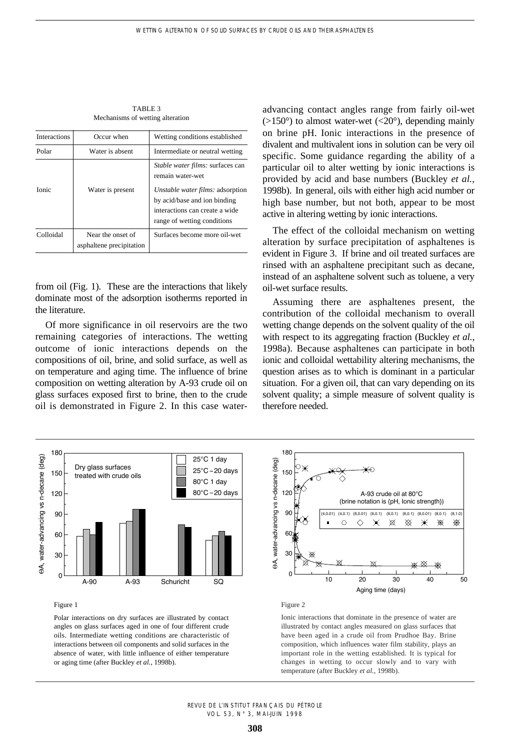TABLE 3
Mechanisms of wetting alteration

| Interactions | Occur when | Wetting conditions established |
|---|---|---|
| Polar | Water is absent | Intermediate or neutral wetting |
| Ionic | Water is present | *Stable water films:* surfaces can remain water-wet<br>*Unstable water films:* adsorption by acid/base and ion binding interactions can create a wide range of wetting conditions |
| Colloidal | Near the onset of asphaltene precipitation | Surfaces become more oil-wet |

from oil (Fig. 1). These are the interactions that likely dominate most of the adsorption isotherms reported in the literature.

Of more significance in oil reservoirs are the two remaining categories of interactions. The wetting outcome of ionic interactions depends on the compositions of oil, brine, and solid surface, as well as on temperature and aging time. The influence of brine composition on wetting alteration by A-93 crude oil on glass surfaces exposed first to brine, then to the crude oil is demonstrated in Figure 2. In this case water-advancing contact angles range from fairly oil-wet (>150°) to almost water-wet (<20°), depending mainly on brine pH. Ionic interactions in the presence of divalent and multivalent ions in solution can be very oil specific. Some guidance regarding the ability of a particular oil to alter wetting by ionic interactions is provided by acid and base numbers (Buckley *et al.*, 1998b). In general, oils with either high acid number or high base number, but not both, appear to be most active in altering wetting by ionic interactions.

The effect of the colloidal mechanism on wetting alteration by surface precipitation of asphaltenes is evident in Figure 3. If brine and oil treated surfaces are rinsed with an asphaltene precipitant such as decane, instead of an asphaltene solvent such as toluene, a very oil-wet surface results.

Assuming there are asphaltenes present, the contribution of the colloidal mechanism to overall wetting change depends on the solvent quality of the oil with respect to its aggregating fraction (Buckley *et al.*, 1998a). Because asphaltenes can participate in both ionic and colloidal wettability altering mechanisms, the question arises as to which is dominant in a particular situation. For a given oil, that can vary depending on its solvent quality; a simple measure of solvent quality is therefore needed.

ΘA, water-advancing vs n-decane (deg)
180
150
120
90
60
30
0
Dry glass surfaces treated with crude oils
25°C 1 day
25°C ~20 days
80°C 1 day
80°C ~20 days
A-90
A-93
Schuricht
SQ

Figure 1

Polar interactions on dry surfaces are illustrated by contact angles on glass surfaces aged in one of four different crude oils. Intermediate wetting conditions are characteristic of interactions between oil components and solid surfaces in the absence of water, with little influence of either temperature or aging time (after Buckley *et al.*, 1998b).

ΘA, water-advancing vs n-decane (deg)
180
150
120
90
60
30
0
A-93 crude oil at 80°C
(brine notation is {pH, Ionic strength})
{4,0.01} {4,0.1} {6,0.01} {6,0.1} {6,0.1} {6,0.1} {8,0.01} {8,0.1} {8,1.0}
0
10
20
30
40
50
Aging time (days)

Figure 2

Ionic interactions that dominate in the presence of water are illustrated by contact angles measured on glass surfaces that have been aged in a crude oil from Prudhoe Bay. Brine composition, which influences water film stability, plays an important role in the wetting established. It is typical for changes in wetting to occur slowly and to vary with temperature (after Buckley *et al.*, 1998b).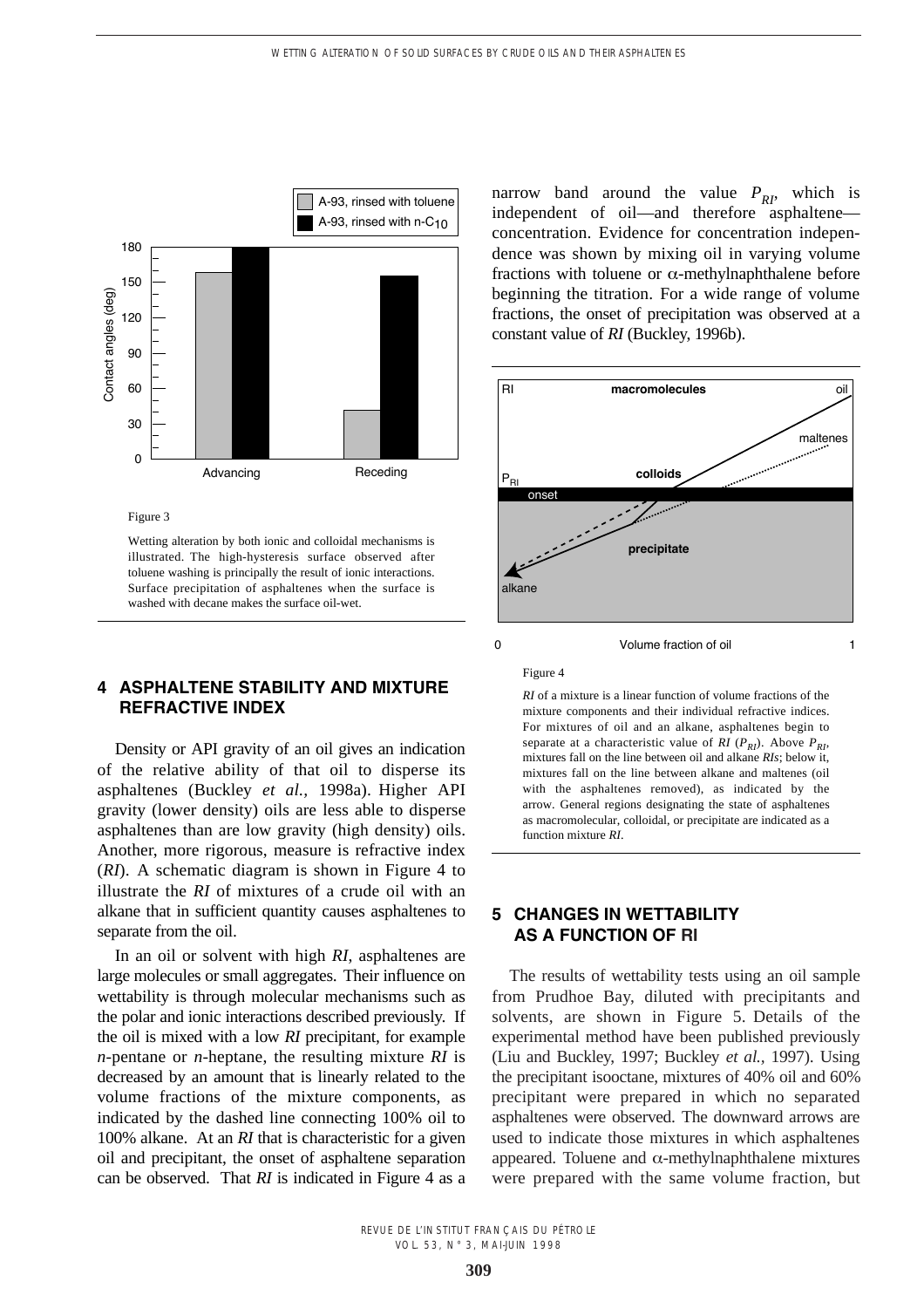A-93, rinsed with toluene
A-93, rinsed with n-$C_{10}$

Contact angles (deg)

180
150
120
90
60
30
0

Advancing
Receding

Figure 3

Wetting alteration by both ionic and colloidal mechanisms is illustrated. The high-hysteresis surface observed after toluene washing is principally the result of ionic interactions. Surface precipitation of asphaltenes when the surface is washed with decane makes the surface oil-wet.

## 4 ASPHALTENE STABILITY AND MIXTURE REFRACTIVE INDEX

Density or API gravity of an oil gives an indication of the relative ability of that oil to disperse its asphaltenes (Buckley *et al.*, 1998a). Higher API gravity (lower density) oils are less able to disperse asphaltenes than are low gravity (high density) oils. Another, more rigorous, measure is refractive index (*RI*). A schematic diagram is shown in Figure 4 to illustrate the *RI* of mixtures of a crude oil with an alkane that in sufficient quantity causes asphaltenes to separate from the oil.

In an oil or solvent with high *RI*, asphaltenes are large molecules or small aggregates. Their influence on wettability is through molecular mechanisms such as the polar and ionic interactions described previously. If the oil is mixed with a low *RI* precipitant, for example *n*-pentane or *n*-heptane, the resulting mixture *RI* is decreased by an amount that is linearly related to the volume fractions of the mixture components, as indicated by the dashed line connecting 100% oil to 100% alkane. At an *RI* that is characteristic for a given oil and precipitant, the onset of asphaltene separation can be observed. That *RI* is indicated in Figure 4 as a narrow band around the value $P_{RI}$, which is independent of oil—and therefore asphaltene—concentration. Evidence for concentration independence was shown by mixing oil in varying volume fractions with toluene or α-methylnaphthalene before beginning the titration. For a wide range of volume fractions, the onset of precipitation was observed at a constant value of *RI* (Buckley, 1996b).

RI
macromolecules
oil
maltenes
$P_{RI}$
colloids
onset
precipitate
alkane
0
Volume fraction of oil
1

Figure 4

*RI* of a mixture is a linear function of volume fractions of the mixture components and their individual refractive indices. For mixtures of oil and an alkane, asphaltenes begin to separate at a characteristic value of *RI* ($P_{RI}$). Above $P_{RI}$, mixtures fall on the line between oil and alkane *RIs*; below it, mixtures fall on the line between alkane and maltenes (oil with the asphaltenes removed), as indicated by the arrow. General regions designating the state of asphaltenes as macromolecular, colloidal, or precipitate are indicated as a function mixture *RI*.

## 5 CHANGES IN WETTABILITY AS A FUNCTION OF RI

The results of wettability tests using an oil sample from Prudhoe Bay, diluted with precipitants and solvents, are shown in Figure 5. Details of the experimental method have been published previously (Liu and Buckley, 1997; Buckley *et al.*, 1997). Using the precipitant isooctane, mixtures of 40% oil and 60% precipitant were prepared in which no separated asphaltenes were observed. The downward arrows are used to indicate those mixtures in which asphaltenes appeared. Toluene and α-methylnaphthalene mixtures were prepared with the same volume fraction, but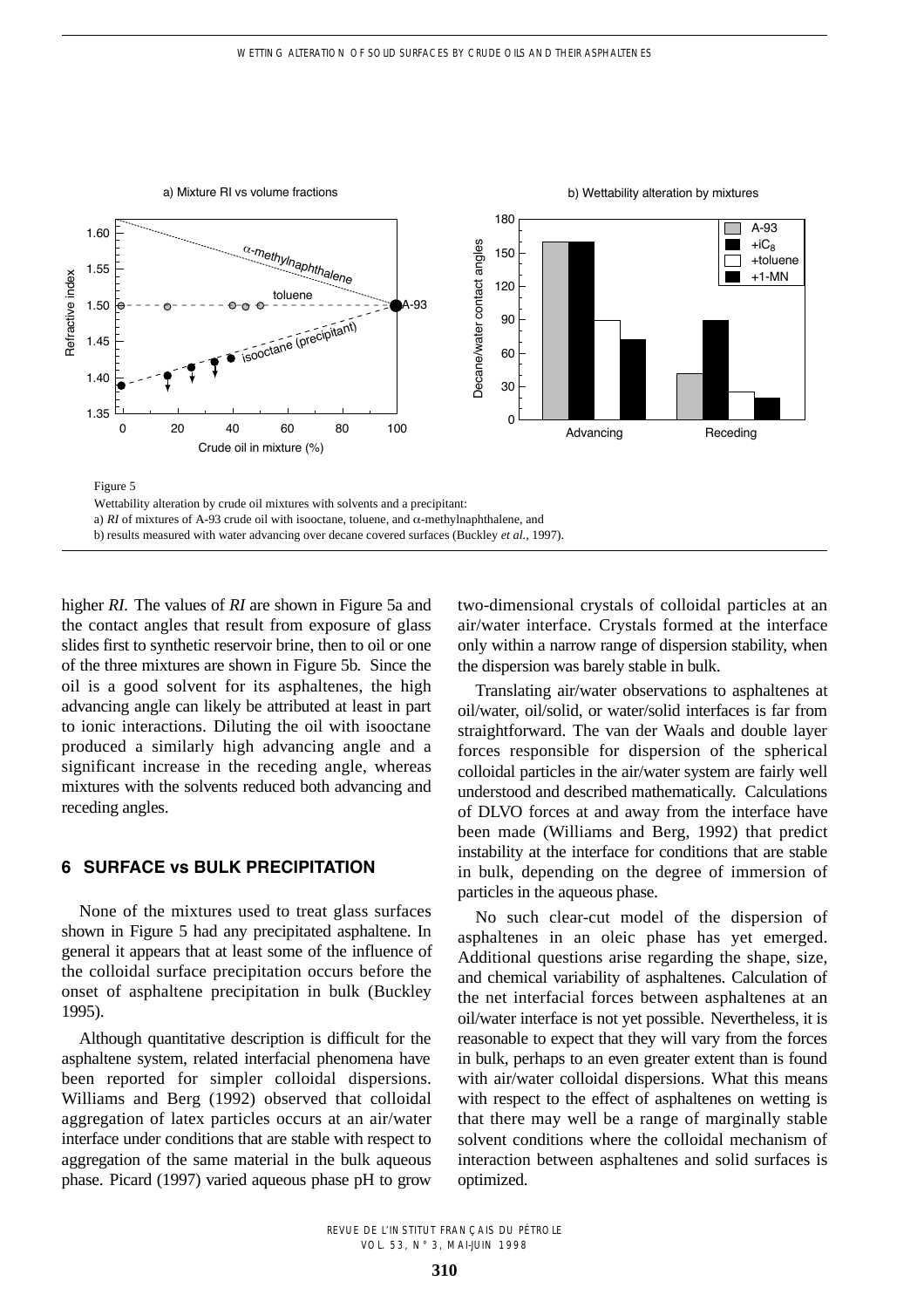a) Mixture RI vs volume fractions

Refractive index

1.60
1.55
1.50
1.45
1.40
1.35

0 20 40 60 80 100

Crude oil in mixture (%)

α-methylnaphthalene

toluene

A-93

isooctane (precipitant)

b) Wettability alteration by mixtures

Decane/water contact angles

180
150
120
90
60
30
0

Advancing Receding

A-93
+iC$_8$
+toluene
+1-MN

Figure 5

Wettability alteration by crude oil mixtures with solvents and a precipitant:

a) *RI* of mixtures of A-93 crude oil with isooctane, toluene, and α-methylnaphthalene, and

b) results measured with water advancing over decane covered surfaces (Buckley *et al.*, 1997).

higher *RI*. The values of *RI* are shown in Figure 5a and the contact angles that result from exposure of glass slides first to synthetic reservoir brine, then to oil or one of the three mixtures are shown in Figure 5b. Since the oil is a good solvent for its asphaltenes, the high advancing angle can likely be attributed at least in part to ionic interactions. Diluting the oil with isooctane produced a similarly high advancing angle and a significant increase in the receding angle, whereas mixtures with the solvents reduced both advancing and receding angles.

## 6 SURFACE vs BULK PRECIPITATION

None of the mixtures used to treat glass surfaces shown in Figure 5 had any precipitated asphaltene. In general it appears that at least some of the influence of the colloidal surface precipitation occurs before the onset of asphaltene precipitation in bulk (Buckley 1995).

Although quantitative description is difficult for the asphaltene system, related interfacial phenomena have been reported for simpler colloidal dispersions. Williams and Berg (1992) observed that colloidal aggregation of latex particles occurs at an air/water interface under conditions that are stable with respect to aggregation of the same material in the bulk aqueous phase. Picard (1997) varied aqueous phase pH to grow two-dimensional crystals of colloidal particles at an air/water interface. Crystals formed at the interface only within a narrow range of dispersion stability, when the dispersion was barely stable in bulk.

Translating air/water observations to asphaltenes at oil/water, oil/solid, or water/solid interfaces is far from straightforward. The van der Waals and double layer forces responsible for dispersion of the spherical colloidal particles in the air/water system are fairly well understood and described mathematically. Calculations of DLVO forces at and away from the interface have been made (Williams and Berg, 1992) that predict instability at the interface for conditions that are stable in bulk, depending on the degree of immersion of particles in the aqueous phase.

No such clear-cut model of the dispersion of asphaltenes in an oleic phase has yet emerged. Additional questions arise regarding the shape, size, and chemical variability of asphaltenes. Calculation of the net interfacial forces between asphaltenes at an oil/water interface is not yet possible. Nevertheless, it is reasonable to expect that they will vary from the forces in bulk, perhaps to an even greater extent than is found with air/water colloidal dispersions. What this means with respect to the effect of asphaltenes on wetting is that there may well be a range of marginally stable solvent conditions where the colloidal mechanism of interaction between asphaltenes and solid surfaces is optimized.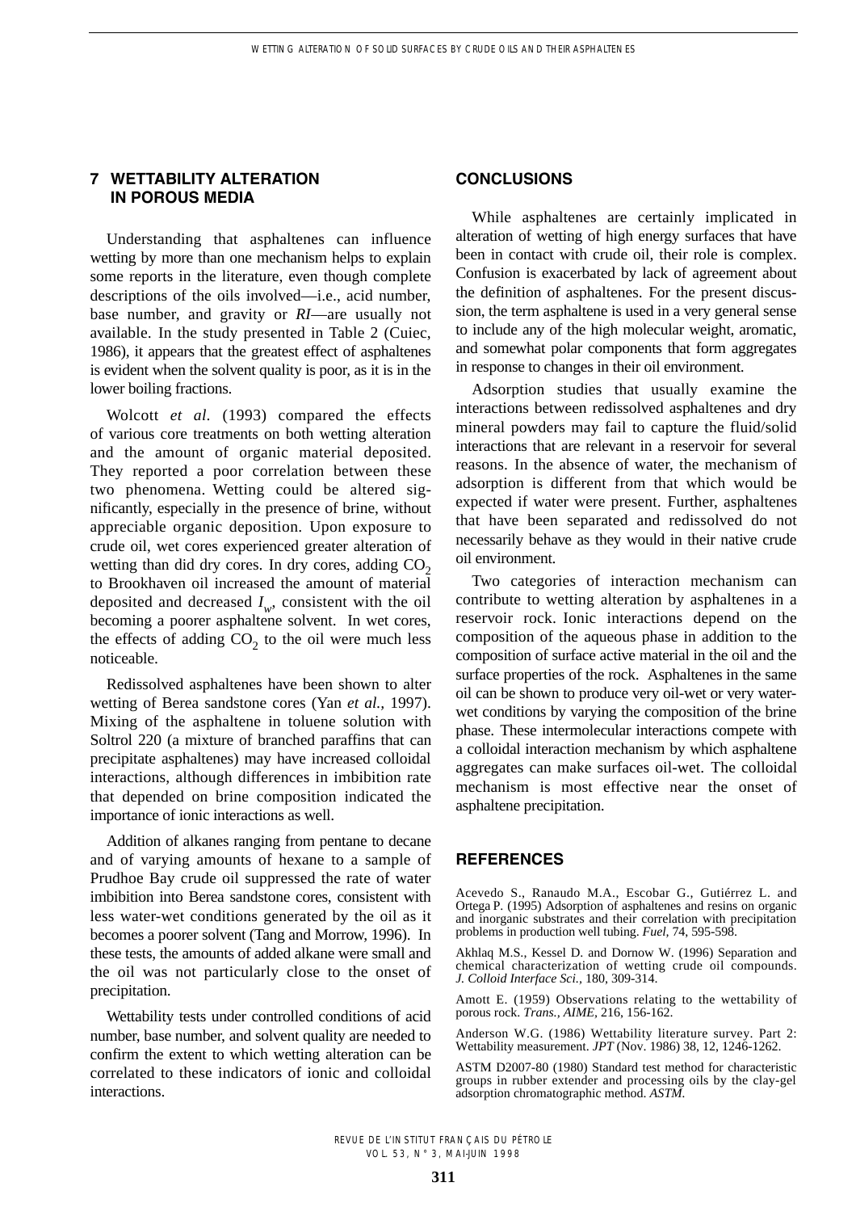## 7 WETTABILITY ALTERATION IN POROUS MEDIA

Understanding that asphaltenes can influence wetting by more than one mechanism helps to explain some reports in the literature, even though complete descriptions of the oils involved—i.e., acid number, base number, and gravity or *RI*—are usually not available. In the study presented in Table 2 (Cuiec, 1986), it appears that the greatest effect of asphaltenes is evident when the solvent quality is poor, as it is in the lower boiling fractions.

Wolcott *et al.* (1993) compared the effects of various core treatments on both wetting alteration and the amount of organic material deposited. They reported a poor correlation between these two phenomena. Wetting could be altered significantly, especially in the presence of brine, without appreciable organic deposition. Upon exposure to crude oil, wet cores experienced greater alteration of wetting than did dry cores. In dry cores, adding $CO_2$ to Brookhaven oil increased the amount of material deposited and decreased $I_w$, consistent with the oil becoming a poorer asphaltene solvent. In wet cores, the effects of adding $CO_2$ to the oil were much less noticeable.

Redissolved asphaltenes have been shown to alter wetting of Berea sandstone cores (Yan *et al.*, 1997). Mixing of the asphaltene in toluene solution with Soltrol 220 (a mixture of branched paraffins that can precipitate asphaltenes) may have increased colloidal interactions, although differences in imbibition rate that depended on brine composition indicated the importance of ionic interactions as well.

Addition of alkanes ranging from pentane to decane and of varying amounts of hexane to a sample of Prudhoe Bay crude oil suppressed the rate of water imbibition into Berea sandstone cores, consistent with less water-wet conditions generated by the oil as it becomes a poorer solvent (Tang and Morrow, 1996). In these tests, the amounts of added alkane were small and the oil was not particularly close to the onset of precipitation.

Wettability tests under controlled conditions of acid number, base number, and solvent quality are needed to confirm the extent to which wetting alteration can be correlated to these indicators of ionic and colloidal interactions.

## CONCLUSIONS

While asphaltenes are certainly implicated in alteration of wetting of high energy surfaces that have been in contact with crude oil, their role is complex. Confusion is exacerbated by lack of agreement about the definition of asphaltenes. For the present discussion, the term asphaltene is used in a very general sense to include any of the high molecular weight, aromatic, and somewhat polar components that form aggregates in response to changes in their oil environment.

Adsorption studies that usually examine the interactions between redissolved asphaltenes and dry mineral powders may fail to capture the fluid/solid interactions that are relevant in a reservoir for several reasons. In the absence of water, the mechanism of adsorption is different from that which would be expected if water were present. Further, asphaltenes that have been separated and redissolved do not necessarily behave as they would in their native crude oil environment.

Two categories of interaction mechanism can contribute to wetting alteration by asphaltenes in a reservoir rock. Ionic interactions depend on the composition of the aqueous phase in addition to the composition of surface active material in the oil and the surface properties of the rock. Asphaltenes in the same oil can be shown to produce very oil-wet or very water-wet conditions by varying the composition of the brine phase. These intermolecular interactions compete with a colloidal interaction mechanism by which asphaltene aggregates can make surfaces oil-wet. The colloidal mechanism is most effective near the onset of asphaltene precipitation.

## REFERENCES

Acevedo S., Ranaudo M.A., Escobar G., Gutiérrez L. and Ortega P. (1995) Adsorption of asphaltenes and resins on organic and inorganic substrates and their correlation with precipitation problems in production well tubing. *Fuel*, 74, 595-598.

Akhlaq M.S., Kessel D. and Dornow W. (1996) Separation and chemical characterization of wetting crude oil compounds. *J. Colloid Interface Sci.*, 180, 309-314.

Amott E. (1959) Observations relating to the wettability of porous rock. *Trans., AIME*, 216, 156-162.

Anderson W.G. (1986) Wettability literature survey. Part 2: Wettability measurement. *JPT* (Nov. 1986) 38, 12, 1246-1262.

ASTM D2007-80 (1980) Standard test method for characteristic groups in rubber extender and processing oils by the clay-gel adsorption chromatographic method. *ASTM*.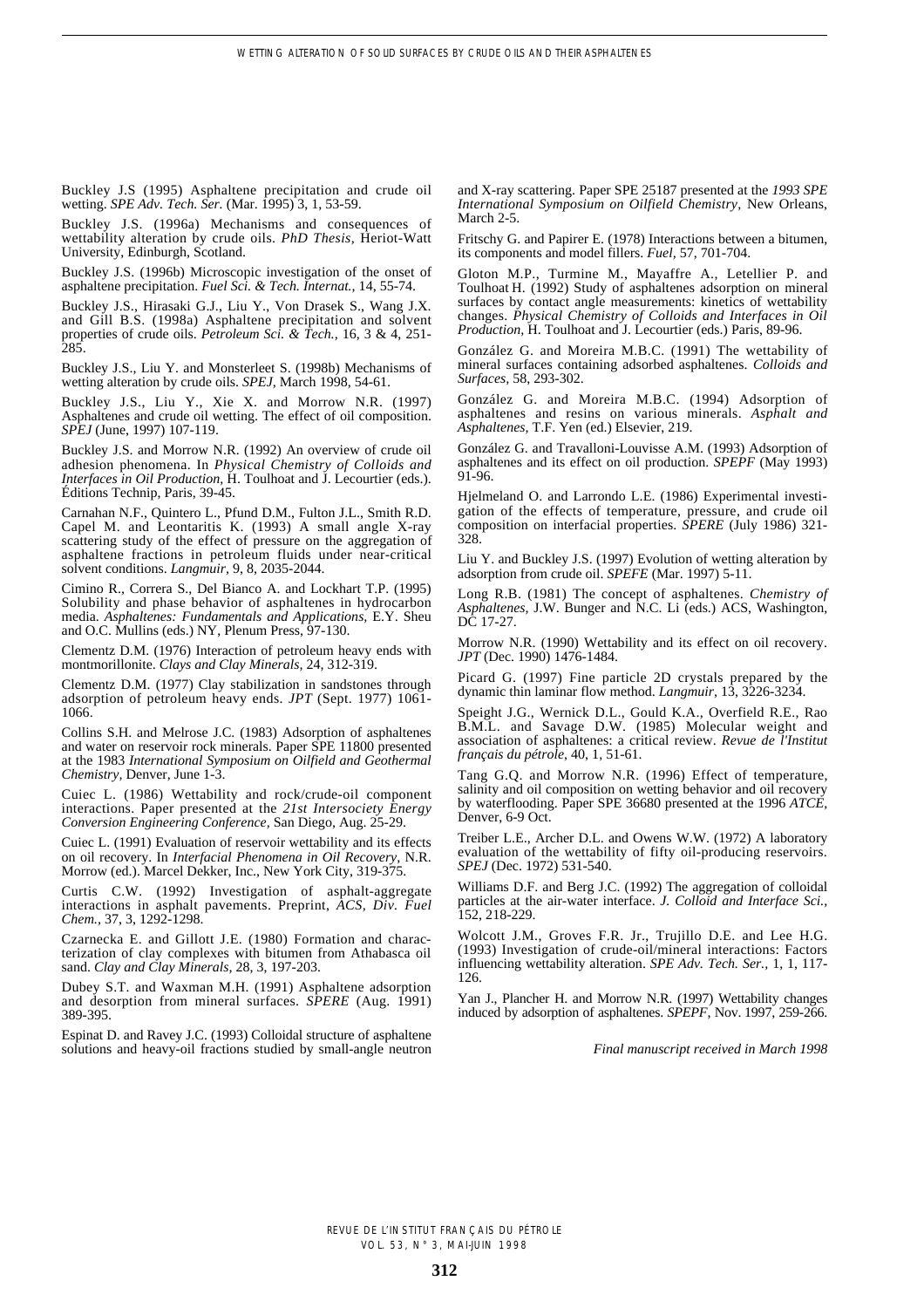Buckley J.S (1995) Asphaltene precipitation and crude oil wetting. *SPE Adv. Tech. Ser.* (Mar. 1995) 3, 1, 53-59.

Buckley J.S. (1996a) Mechanisms and consequences of wettability alteration by crude oils. *PhD Thesis*, Heriot-Watt University, Edinburgh, Scotland.

Buckley J.S. (1996b) Microscopic investigation of the onset of asphaltene precipitation. *Fuel Sci. & Tech. Internat.*, 14, 55-74.

Buckley J.S., Hirasaki G.J., Liu Y., Von Drasek S., Wang J.X. and Gill B.S. (1998a) Asphaltene precipitation and solvent properties of crude oils. *Petroleum Sci. & Tech.*, 16, 3 & 4, 251-285.

Buckley J.S., Liu Y. and Monsterleet S. (1998b) Mechanisms of wetting alteration by crude oils. *SPEJ*, March 1998, 54-61.

Buckley J.S., Liu Y., Xie X. and Morrow N.R. (1997) Asphaltenes and crude oil wetting. The effect of oil composition. *SPEJ* (June, 1997) 107-119.

Buckley J.S. and Morrow N.R. (1992) An overview of crude oil adhesion phenomena. In *Physical Chemistry of Colloids and Interfaces in Oil Production*, H. Toulhoat and J. Lecourtier (eds.). Éditions Technip, Paris, 39-45.

Carnahan N.F., Quintero L., Pfund D.M., Fulton J.L., Smith R.D. Capel M. and Leontaritis K. (1993) A small angle X-ray scattering study of the effect of pressure on the aggregation of asphaltene fractions in petroleum fluids under near-critical solvent conditions. *Langmuir*, 9, 8, 2035-2044.

Cimino R., Correra S., Del Bianco A. and Lockhart T.P. (1995) Solubility and phase behavior of asphaltenes in hydrocarbon media. *Asphaltenes: Fundamentals and Applications*, E.Y. Sheu and O.C. Mullins (eds.) NY, Plenum Press, 97-130.

Clementz D.M. (1976) Interaction of petroleum heavy ends with montmorillonite. *Clays and Clay Minerals*, 24, 312-319.

Clementz D.M. (1977) Clay stabilization in sandstones through adsorption of petroleum heavy ends. *JPT* (Sept. 1977) 1061-1066.

Collins S.H. and Melrose J.C. (1983) Adsorption of asphaltenes and water on reservoir rock minerals. Paper SPE 11800 presented at the 1983 *International Symposium on Oilfield and Geothermal Chemistry*, Denver, June 1-3.

Cuiec L. (1986) Wettability and rock/crude-oil component interactions. Paper presented at the *21st Intersociety Energy Conversion Engineering Conference*, San Diego, Aug. 25-29.

Cuiec L. (1991) Evaluation of reservoir wettability and its effects on oil recovery. In *Interfacial Phenomena in Oil Recovery*, N.R. Morrow (ed.). Marcel Dekker, Inc., New York City, 319-375.

Curtis C.W. (1992) Investigation of asphalt-aggregate interactions in asphalt pavements. Preprint, *ACS, Div. Fuel Chem.*, 37, 3, 1292-1298.

Czarnecka E. and Gillott J.E. (1980) Formation and characterization of clay complexes with bitumen from Athabasca oil sand. *Clay and Clay Minerals*, 28, 3, 197-203.

Dubey S.T. and Waxman M.H. (1991) Asphaltene adsorption and desorption from mineral surfaces. *SPERE* (Aug. 1991) 389-395.

Espinat D. and Ravey J.C. (1993) Colloidal structure of asphaltene solutions and heavy-oil fractions studied by small-angle neutron and X-ray scattering. Paper SPE 25187 presented at the *1993 SPE International Symposium on Oilfield Chemistry*, New Orleans, March 2-5.

Fritschy G. and Papirer E. (1978) Interactions between a bitumen, its components and model fillers. *Fuel*, 57, 701-704.

Gloton M.P., Turmine M., Mayaffre A., Letellier P. and Toulhoat H. (1992) Study of asphaltenes adsorption on mineral surfaces by contact angle measurements: kinetics of wettability changes. *Physical Chemistry of Colloids and Interfaces in Oil Production*, H. Toulhoat and J. Lecourtier (eds.) Paris, 89-96.

González G. and Moreira M.B.C. (1991) The wettability of mineral surfaces containing adsorbed asphaltenes. *Colloids and Surfaces*, 58, 293-302.

González G. and Moreira M.B.C. (1994) Adsorption of asphaltenes and resins on various minerals. *Asphalt and Asphaltenes*, T.F. Yen (ed.) Elsevier, 219.

González G. and Travalloni-Louvisse A.M. (1993) Adsorption of asphaltenes and its effect on oil production. *SPEPF* (May 1993) 91-96.

Hjelmeland O. and Larrondo L.E. (1986) Experimental investigation of the effects of temperature, pressure, and crude oil composition on interfacial properties. *SPERE* (July 1986) 321-328.

Liu Y. and Buckley J.S. (1997) Evolution of wetting alteration by adsorption from crude oil. *SPEFE* (Mar. 1997) 5-11.

Long R.B. (1981) The concept of asphaltenes. *Chemistry of Asphaltenes*, J.W. Bunger and N.C. Li (eds.) ACS, Washington, DC 17-27.

Morrow N.R. (1990) Wettability and its effect on oil recovery. *JPT* (Dec. 1990) 1476-1484.

Picard G. (1997) Fine particle 2D crystals prepared by the dynamic thin laminar flow method. *Langmuir*, 13, 3226-3234.

Speight J.G., Wernick D.L., Gould K.A., Overfield R.E., Rao B.M.L. and Savage D.W. (1985) Molecular weight and association of asphaltenes: a critical review. *Revue de l'Institut français du pétrole*, 40, 1, 51-61.

Tang G.Q. and Morrow N.R. (1996) Effect of temperature, salinity and oil composition on wetting behavior and oil recovery by waterflooding. Paper SPE 36680 presented at the 1996 *ATCE*, Denver, 6-9 Oct.

Treiber L.E., Archer D.L. and Owens W.W. (1972) A laboratory evaluation of the wettability of fifty oil-producing reservoirs. *SPEJ* (Dec. 1972) 531-540.

Williams D.F. and Berg J.C. (1992) The aggregation of colloidal particles at the air-water interface. *J. Colloid and Interface Sci.*, 152, 218-229.

Wolcott J.M., Groves F.R. Jr., Trujillo D.E. and Lee H.G. (1993) Investigation of crude-oil/mineral interactions: Factors influencing wettability alteration. *SPE Adv. Tech. Ser.*, 1, 1, 117-126.

Yan J., Plancher H. and Morrow N.R. (1997) Wettability changes induced by adsorption of asphaltenes. *SPEPF*, Nov. 1997, 259-266.

*Final manuscript received in March 1998*